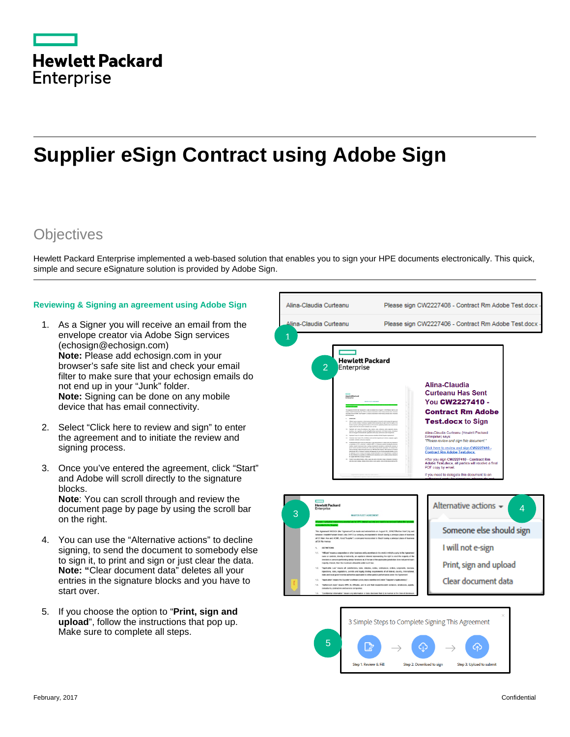# Supplier eSign Contract using Adobe Sign

## Objectives

Hewlett Packard Enterprise implemented a web-based solution that enables you to sign your HPE documents electronically. This quick, simple and secure eSignature solution is provided by Adobe Sign.

### Reviewing & Signing an agreement using Adobe Sign

1. As a Signer you will receive an email from the envelope creator via Adobe Sign services (echosign@echosign.com)
   **Note:** Please add echosign.com in your browser's safe site list and check your email filter to make sure that your echosign emails do not end up in your "Junk" folder.
   **Note:** Signing can be done on any mobile device that has email connectivity.

2. Select "Click here to review and sign" to enter the agreement and to initiate the review and signing process.

3. Once you've entered the agreement, click "Start" and Adobe will scroll directly to the signature blocks.
   **Note**: You can scroll through and review the document page by page by using the scroll bar on the right.

4. You can use the "Alternative actions" to decline signing, to send the document to somebody else to sign it, to print and sign or just clear the data.
   **Note: "**Clear document data" deletes all your entries in the signature blocks and you have to start over.

5. If you choose the option to "**Print, sign and upload**", follow the instructions that pop up. Make sure to complete all steps.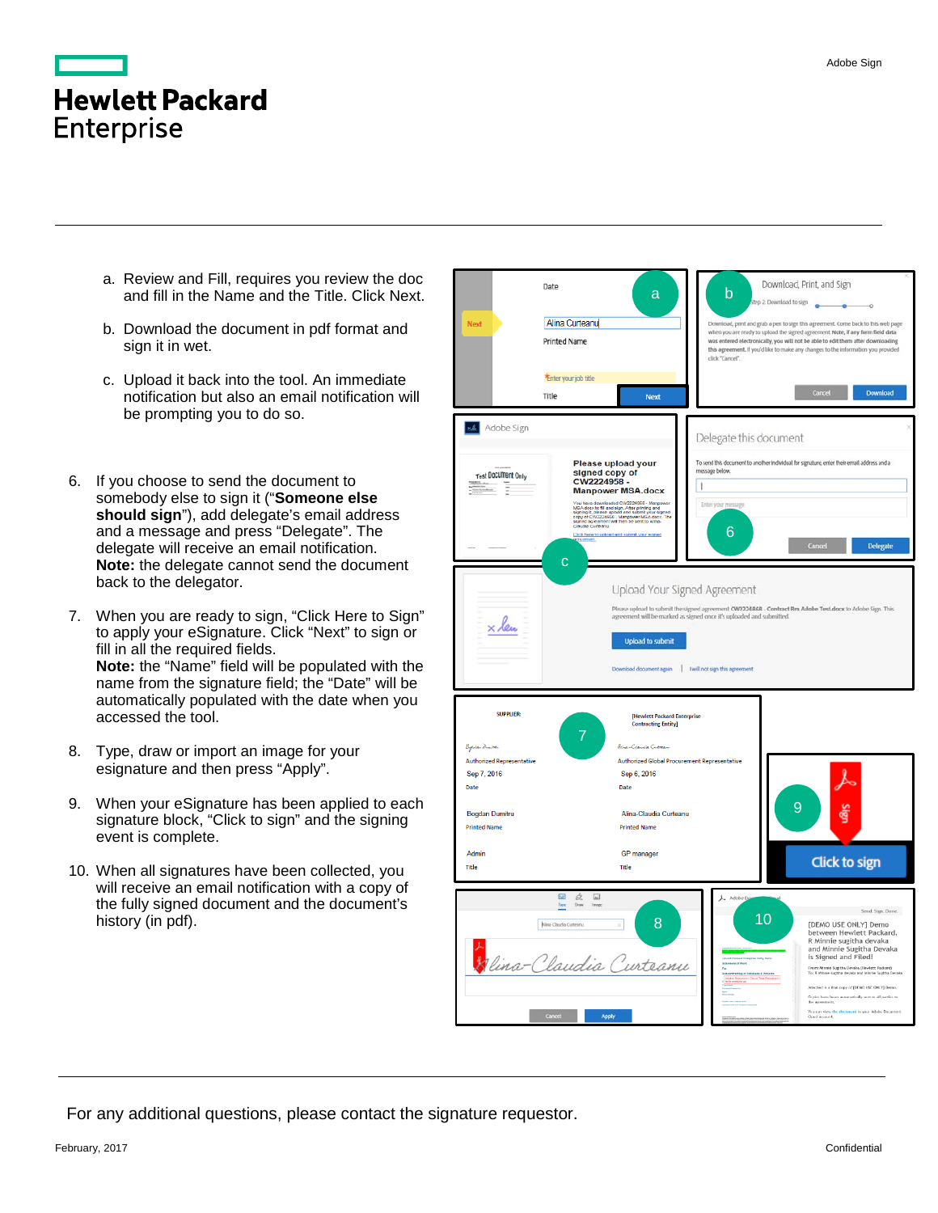a. Review and Fill, requires you review the doc and fill in the Name and the Title. Click Next.

b. Download the document in pdf format and sign it in wet.

c. Upload it back into the tool. An immediate notification but also an email notification will be prompting you to do so.

6. If you choose to send the document to somebody else to sign it ("**Someone else should sign**"), add delegate's email address and a message and press "Delegate". The delegate will receive an email notification. **Note:** the delegate cannot send the document back to the delegator.

7. When you are ready to sign, "Click Here to Sign" to apply your eSignature. Click "Next" to sign or fill in all the required fields. **Note:** the "Name" field will be populated with the name from the signature field; the "Date" will be automatically populated with the date when you accessed the tool.

8. Type, draw or import an image for your esignature and then press "Apply".

9. When your eSignature has been applied to each signature block, "Click to sign" and the signing event is complete.

10. When all signatures have been collected, you will receive an email notification with a copy of the fully signed document and the document's history (in pdf).

For any additional questions, please contact the signature requestor.

February, 2017

Confidential